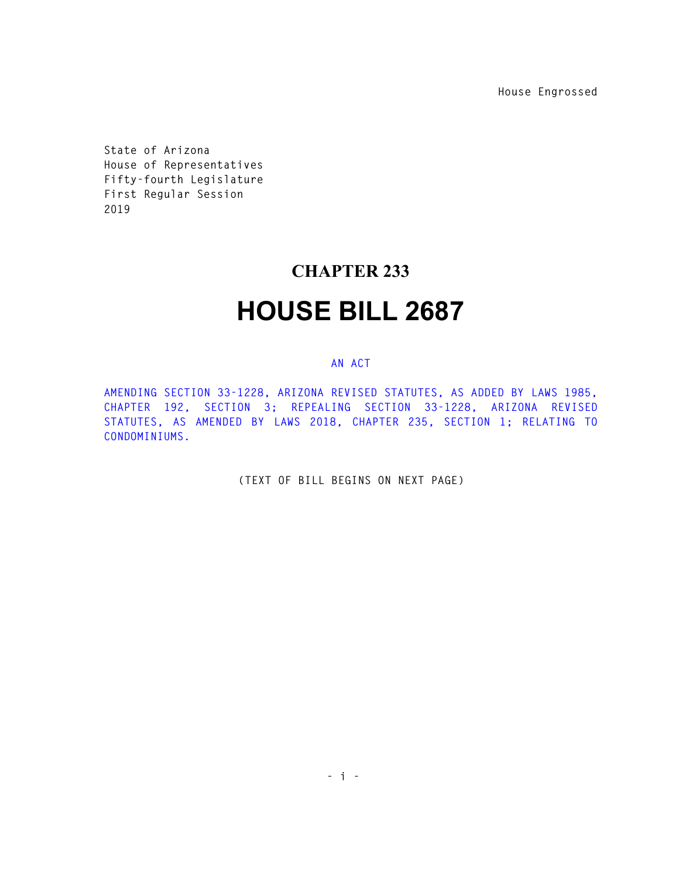House Engrossed

State of Arizona
House of Representatives
Fifty-fourth Legislature
First Regular Session
2019

# CHAPTER 233

# HOUSE BILL 2687

AN ACT

AMENDING SECTION 33-1228, ARIZONA REVISED STATUTES, AS ADDED BY LAWS 1985, CHAPTER 192, SECTION 3; REPEALING SECTION 33-1228, ARIZONA REVISED STATUTES, AS AMENDED BY LAWS 2018, CHAPTER 235, SECTION 1; RELATING TO CONDOMINIUMS.

(TEXT OF BILL BEGINS ON NEXT PAGE)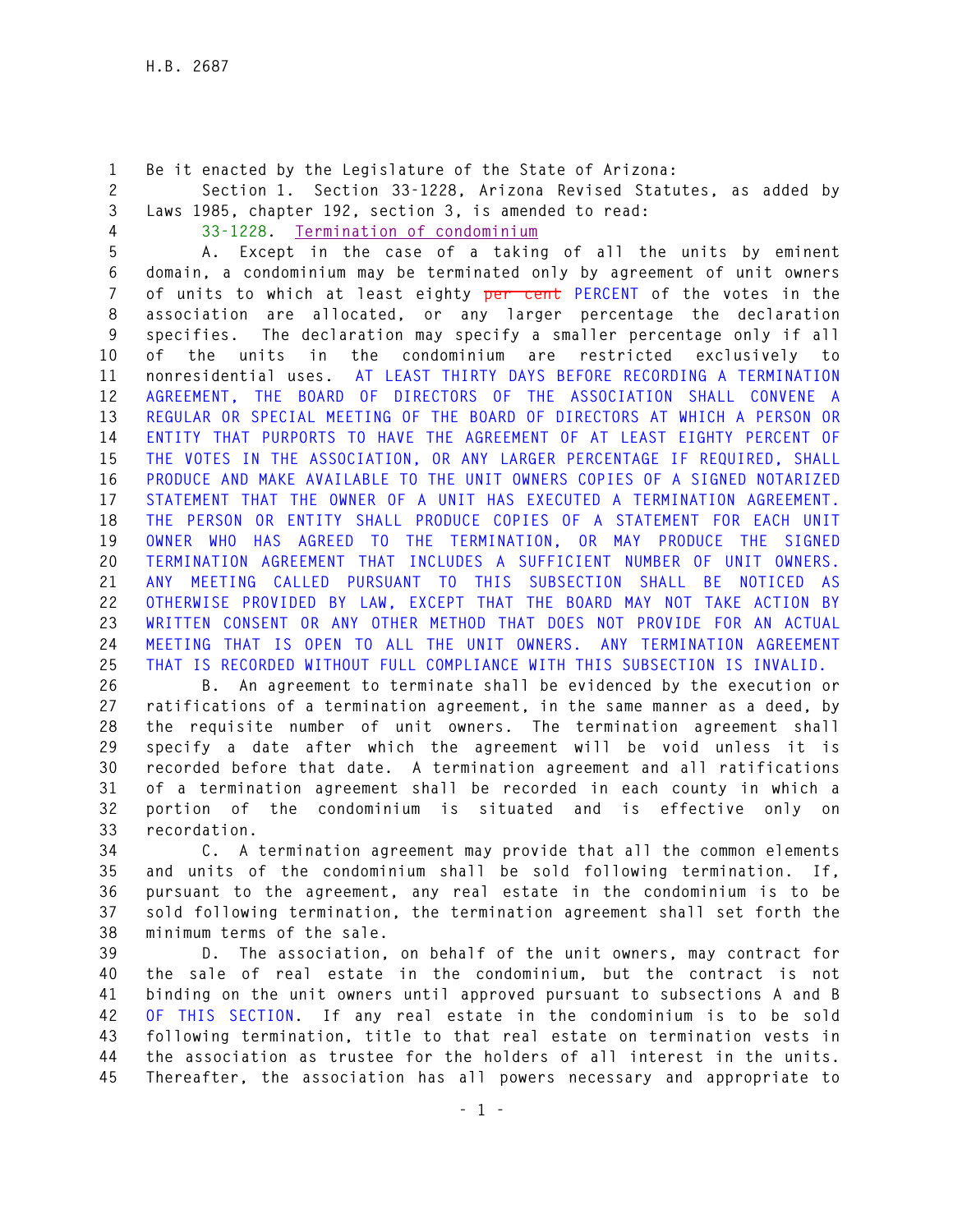Be it enacted by the Legislature of the State of Arizona:

Section 1. Section 33-1228, Arizona Revised Statutes, as added by Laws 1985, chapter 192, section 3, is amended to read:

33-1228. Termination of condominium

A. Except in the case of a taking of all the units by eminent domain, a condominium may be terminated only by agreement of unit owners of units to which at least eighty ~~per cent~~ PERCENT of the votes in the association are allocated, or any larger percentage the declaration specifies. The declaration may specify a smaller percentage only if all of the units in the condominium are restricted exclusively to nonresidential uses. AT LEAST THIRTY DAYS BEFORE RECORDING A TERMINATION AGREEMENT, THE BOARD OF DIRECTORS OF THE ASSOCIATION SHALL CONVENE A REGULAR OR SPECIAL MEETING OF THE BOARD OF DIRECTORS AT WHICH A PERSON OR ENTITY THAT PURPORTS TO HAVE THE AGREEMENT OF AT LEAST EIGHTY PERCENT OF THE VOTES IN THE ASSOCIATION, OR ANY LARGER PERCENTAGE IF REQUIRED, SHALL PRODUCE AND MAKE AVAILABLE TO THE UNIT OWNERS COPIES OF A SIGNED NOTARIZED STATEMENT THAT THE OWNER OF A UNIT HAS EXECUTED A TERMINATION AGREEMENT. THE PERSON OR ENTITY SHALL PRODUCE COPIES OF A STATEMENT FOR EACH UNIT OWNER WHO HAS AGREED TO THE TERMINATION, OR MAY PRODUCE THE SIGNED TERMINATION AGREEMENT THAT INCLUDES A SUFFICIENT NUMBER OF UNIT OWNERS. ANY MEETING CALLED PURSUANT TO THIS SUBSECTION SHALL BE NOTICED AS OTHERWISE PROVIDED BY LAW, EXCEPT THAT THE BOARD MAY NOT TAKE ACTION BY WRITTEN CONSENT OR ANY OTHER METHOD THAT DOES NOT PROVIDE FOR AN ACTUAL MEETING THAT IS OPEN TO ALL THE UNIT OWNERS. ANY TERMINATION AGREEMENT THAT IS RECORDED WITHOUT FULL COMPLIANCE WITH THIS SUBSECTION IS INVALID.

B. An agreement to terminate shall be evidenced by the execution or ratifications of a termination agreement, in the same manner as a deed, by the requisite number of unit owners. The termination agreement shall specify a date after which the agreement will be void unless it is recorded before that date. A termination agreement and all ratifications of a termination agreement shall be recorded in each county in which a portion of the condominium is situated and is effective only on recordation.

C. A termination agreement may provide that all the common elements and units of the condominium shall be sold following termination. If, pursuant to the agreement, any real estate in the condominium is to be sold following termination, the termination agreement shall set forth the minimum terms of the sale.

D. The association, on behalf of the unit owners, may contract for the sale of real estate in the condominium, but the contract is not binding on the unit owners until approved pursuant to subsections A and B OF THIS SECTION. If any real estate in the condominium is to be sold following termination, title to that real estate on termination vests in the association as trustee for the holders of all interest in the units. Thereafter, the association has all powers necessary and appropriate to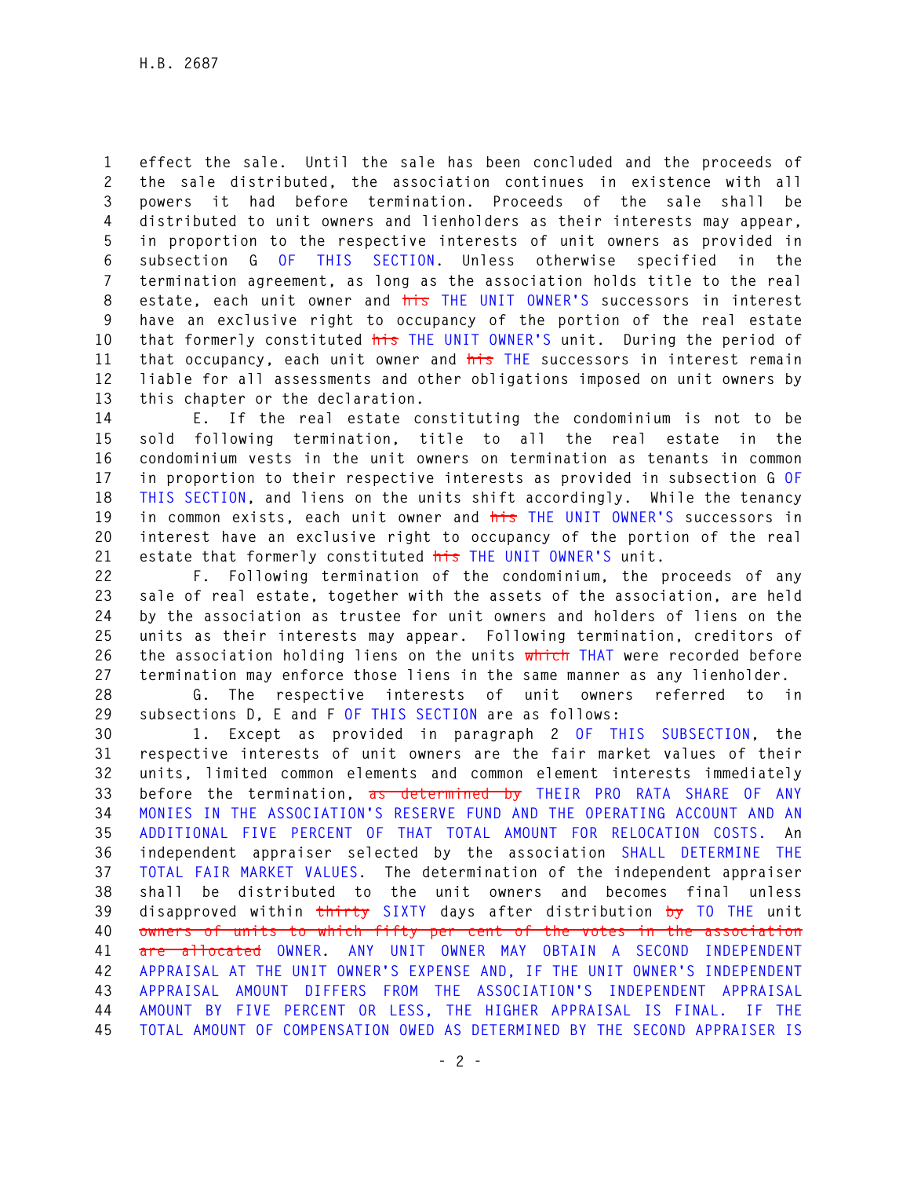effect the sale. Until the sale has been concluded and the proceeds of the sale distributed, the association continues in existence with all powers it had before termination. Proceeds of the sale shall be distributed to unit owners and lienholders as their interests may appear, in proportion to the respective interests of unit owners as provided in subsection G OF THIS SECTION. Unless otherwise specified in the termination agreement, as long as the association holds title to the real estate, each unit owner and ~~his~~ THE UNIT OWNER'S successors in interest have an exclusive right to occupancy of the portion of the real estate that formerly constituted ~~his~~ THE UNIT OWNER'S unit. During the period of that occupancy, each unit owner and ~~his~~ THE successors in interest remain liable for all assessments and other obligations imposed on unit owners by this chapter or the declaration.

E. If the real estate constituting the condominium is not to be sold following termination, title to all the real estate in the condominium vests in the unit owners on termination as tenants in common in proportion to their respective interests as provided in subsection G OF THIS SECTION, and liens on the units shift accordingly. While the tenancy in common exists, each unit owner and ~~his~~ THE UNIT OWNER'S successors in interest have an exclusive right to occupancy of the portion of the real estate that formerly constituted ~~his~~ THE UNIT OWNER'S unit.

F. Following termination of the condominium, the proceeds of any sale of real estate, together with the assets of the association, are held by the association as trustee for unit owners and holders of liens on the units as their interests may appear. Following termination, creditors of the association holding liens on the units ~~which~~ THAT were recorded before termination may enforce those liens in the same manner as any lienholder.

G. The respective interests of unit owners referred to in subsections D, E and F OF THIS SECTION are as follows:

1. Except as provided in paragraph 2 OF THIS SUBSECTION, the respective interests of unit owners are the fair market values of their units, limited common elements and common element interests immediately before the termination, ~~as determined by~~ THEIR PRO RATA SHARE OF ANY MONIES IN THE ASSOCIATION'S RESERVE FUND AND THE OPERATING ACCOUNT AND AN ADDITIONAL FIVE PERCENT OF THAT TOTAL AMOUNT FOR RELOCATION COSTS. An independent appraiser selected by the association SHALL DETERMINE THE TOTAL FAIR MARKET VALUES. The determination of the independent appraiser shall be distributed to the unit owners and becomes final unless disapproved within ~~thirty~~ SIXTY days after distribution ~~by~~ TO THE unit ~~owners of units to which fifty per cent of the votes in the association are allocated~~ OWNER. ANY UNIT OWNER MAY OBTAIN A SECOND INDEPENDENT APPRAISAL AT THE UNIT OWNER'S EXPENSE AND, IF THE UNIT OWNER'S INDEPENDENT APPRAISAL AMOUNT DIFFERS FROM THE ASSOCIATION'S INDEPENDENT APPRAISAL AMOUNT BY FIVE PERCENT OR LESS, THE HIGHER APPRAISAL IS FINAL. IF THE TOTAL AMOUNT OF COMPENSATION OWED AS DETERMINED BY THE SECOND APPRAISER IS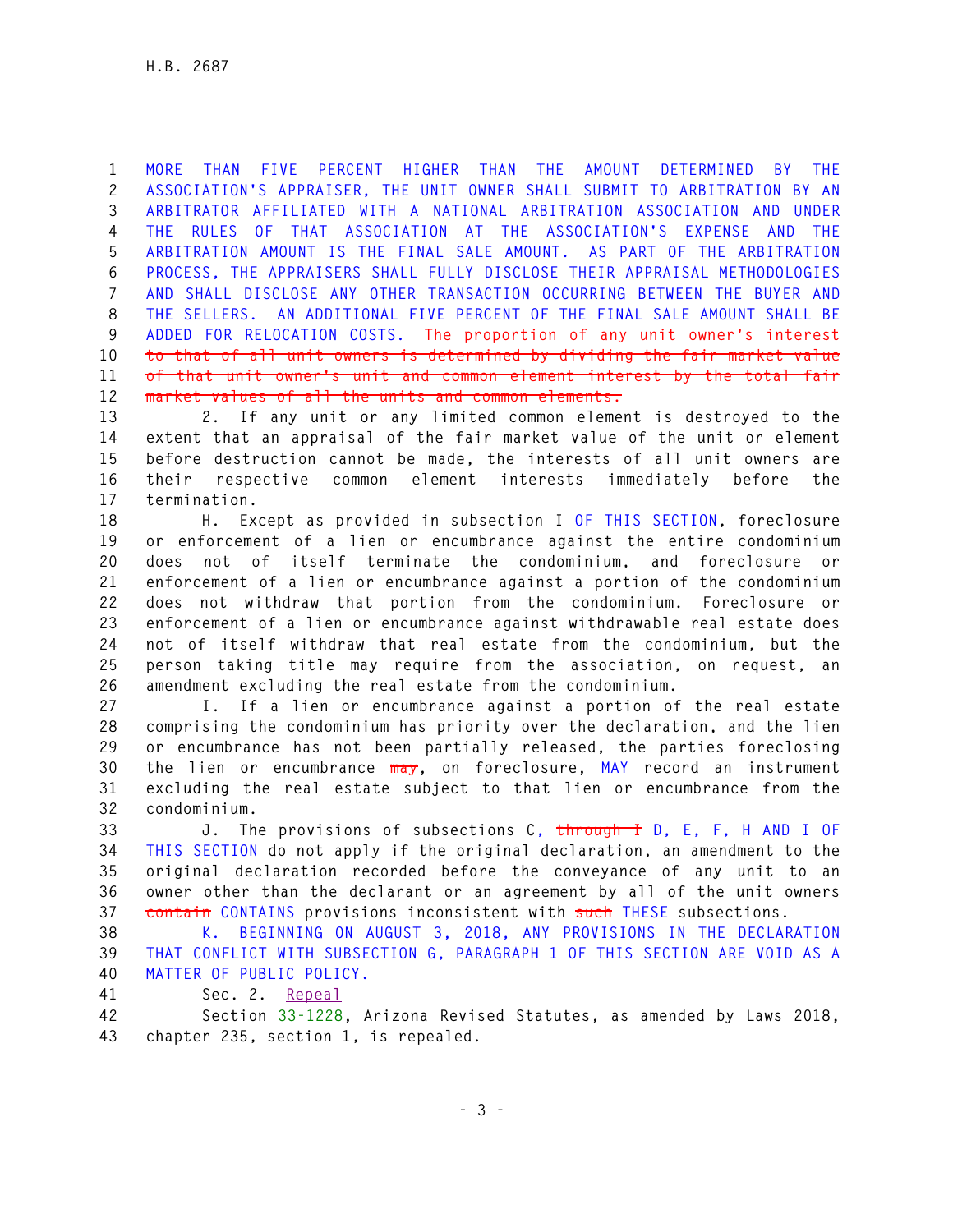MORE THAN FIVE PERCENT HIGHER THAN THE AMOUNT DETERMINED BY THE ASSOCIATION'S APPRAISER, THE UNIT OWNER SHALL SUBMIT TO ARBITRATION BY AN ARBITRATOR AFFILIATED WITH A NATIONAL ARBITRATION ASSOCIATION AND UNDER THE RULES OF THAT ASSOCIATION AT THE ASSOCIATION'S EXPENSE AND THE ARBITRATION AMOUNT IS THE FINAL SALE AMOUNT. AS PART OF THE ARBITRATION PROCESS, THE APPRAISERS SHALL FULLY DISCLOSE THEIR APPRAISAL METHODOLOGIES AND SHALL DISCLOSE ANY OTHER TRANSACTION OCCURRING BETWEEN THE BUYER AND THE SELLERS. AN ADDITIONAL FIVE PERCENT OF THE FINAL SALE AMOUNT SHALL BE ADDED FOR RELOCATION COSTS. ~~The proportion of any unit owner's interest to that of all unit owners is determined by dividing the fair market value of that unit owner's unit and common element interest by the total fair market values of all the units and common elements.~~

2. If any unit or any limited common element is destroyed to the extent that an appraisal of the fair market value of the unit or element before destruction cannot be made, the interests of all unit owners are their respective common element interests immediately before the termination.

H. Except as provided in subsection I OF THIS SECTION, foreclosure or enforcement of a lien or encumbrance against the entire condominium does not of itself terminate the condominium, and foreclosure or enforcement of a lien or encumbrance against a portion of the condominium does not withdraw that portion from the condominium. Foreclosure or enforcement of a lien or encumbrance against withdrawable real estate does not of itself withdraw that real estate from the condominium, but the person taking title may require from the association, on request, an amendment excluding the real estate from the condominium.

I. If a lien or encumbrance against a portion of the real estate comprising the condominium has priority over the declaration, and the lien or encumbrance has not been partially released, the parties foreclosing the lien or encumbrance ~~may~~, on foreclosure, MAY record an instrument excluding the real estate subject to that lien or encumbrance from the condominium.

J. The provisions of subsections C, ~~through I~~ D, E, F, H AND I OF THIS SECTION do not apply if the original declaration, an amendment to the original declaration recorded before the conveyance of any unit to an owner other than the declarant or an agreement by all of the unit owners ~~contain~~ CONTAINS provisions inconsistent with ~~such~~ THESE subsections.

K. BEGINNING ON AUGUST 3, 2018, ANY PROVISIONS IN THE DECLARATION THAT CONFLICT WITH SUBSECTION G, PARAGRAPH 1 OF THIS SECTION ARE VOID AS A MATTER OF PUBLIC POLICY.

Sec. 2. Repeal

Section 33-1228, Arizona Revised Statutes, as amended by Laws 2018, chapter 235, section 1, is repealed.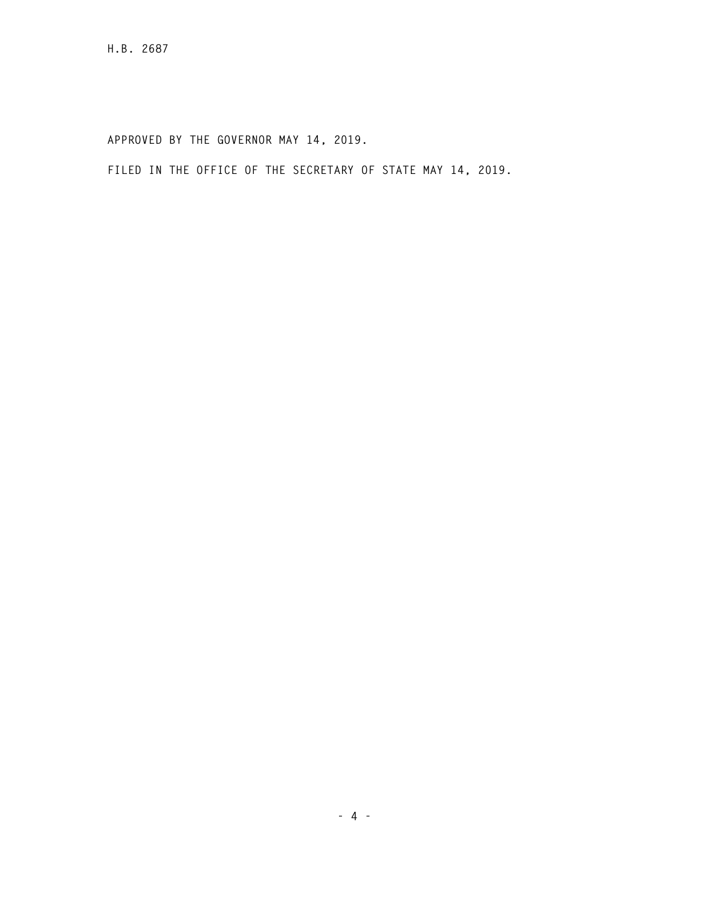APPROVED BY THE GOVERNOR MAY 14, 2019.

FILED IN THE OFFICE OF THE SECRETARY OF STATE MAY 14, 2019.